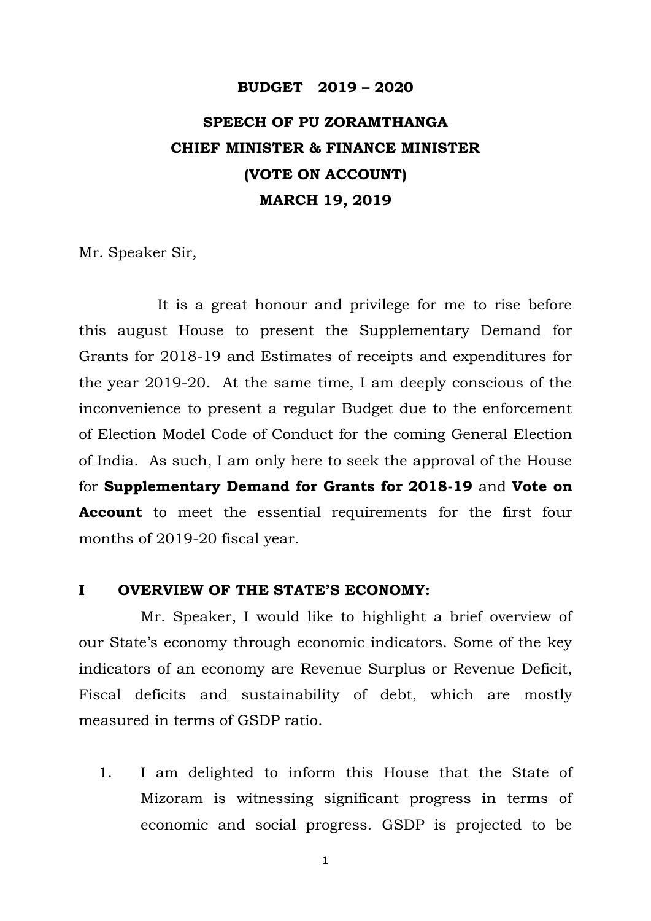# BUDGET 2019 – 2020

## SPEECH OF PU ZORAMTHANGA
## CHIEF MINISTER & FINANCE MINISTER
## (VOTE ON ACCOUNT)
## MARCH 19, 2019

Mr. Speaker Sir,

It is a great honour and privilege for me to rise before this august House to present the Supplementary Demand for Grants for 2018-19 and Estimates of receipts and expenditures for the year 2019-20. At the same time, I am deeply conscious of the inconvenience to present a regular Budget due to the enforcement of Election Model Code of Conduct for the coming General Election of India. As such, I am only here to seek the approval of the House for **Supplementary Demand for Grants for 2018-19** and **Vote on Account** to meet the essential requirements for the first four months of 2019-20 fiscal year.

## I OVERVIEW OF THE STATE'S ECONOMY:

Mr. Speaker, I would like to highlight a brief overview of our State's economy through economic indicators. Some of the key indicators of an economy are Revenue Surplus or Revenue Deficit, Fiscal deficits and sustainability of debt, which are mostly measured in terms of GSDP ratio.

1. I am delighted to inform this House that the State of Mizoram is witnessing significant progress in terms of economic and social progress. GSDP is projected to be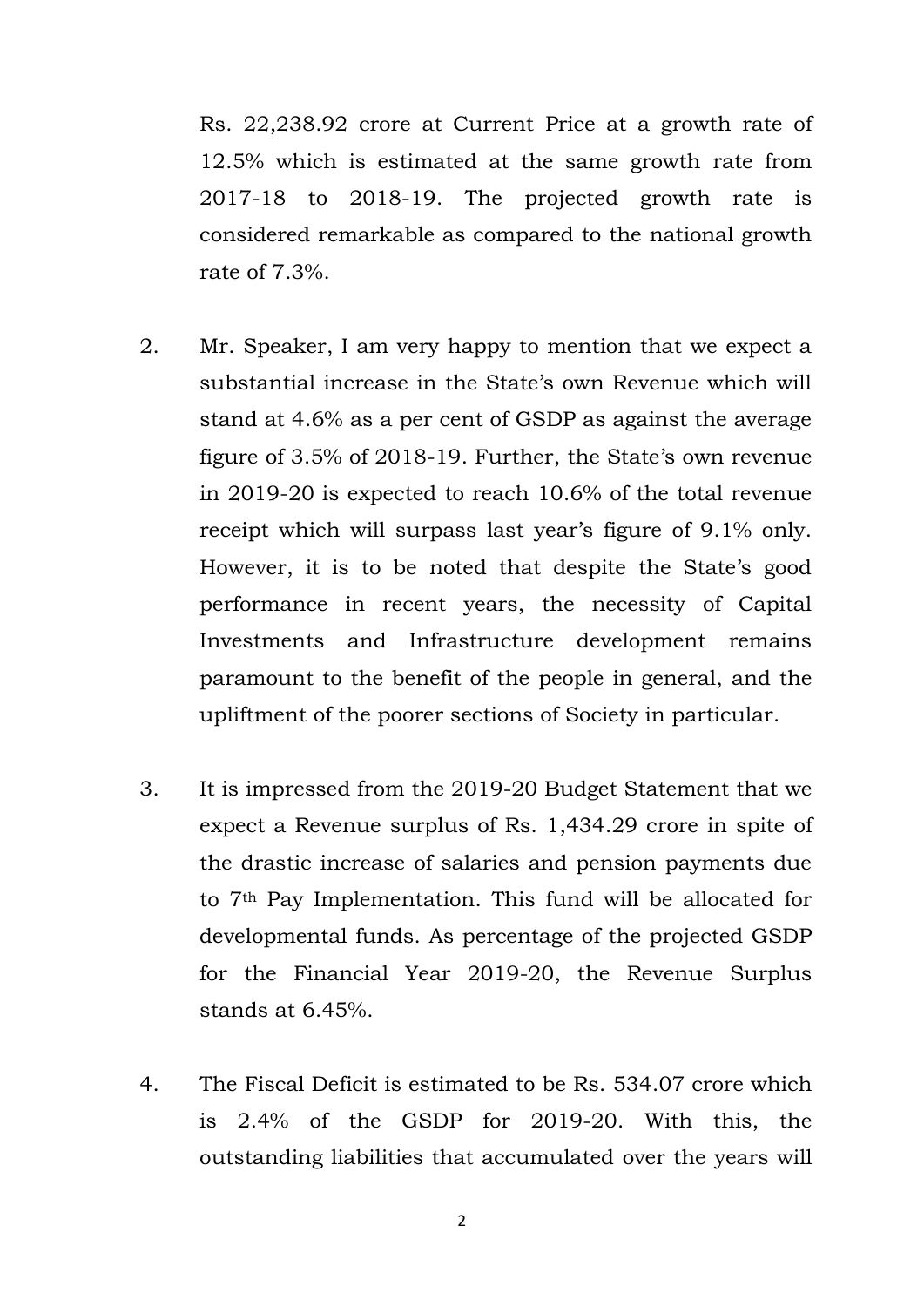Rs. 22,238.92 crore at Current Price at a growth rate of 12.5% which is estimated at the same growth rate from 2017-18 to 2018-19. The projected growth rate is considered remarkable as compared to the national growth rate of 7.3%.

2. Mr. Speaker, I am very happy to mention that we expect a substantial increase in the State's own Revenue which will stand at 4.6% as a per cent of GSDP as against the average figure of 3.5% of 2018-19. Further, the State's own revenue in 2019-20 is expected to reach 10.6% of the total revenue receipt which will surpass last year's figure of 9.1% only. However, it is to be noted that despite the State's good performance in recent years, the necessity of Capital Investments and Infrastructure development remains paramount to the benefit of the people in general, and the upliftment of the poorer sections of Society in particular.

3. It is impressed from the 2019-20 Budget Statement that we expect a Revenue surplus of Rs. 1,434.29 crore in spite of the drastic increase of salaries and pension payments due to 7th Pay Implementation. This fund will be allocated for developmental funds. As percentage of the projected GSDP for the Financial Year 2019-20, the Revenue Surplus stands at 6.45%.

4. The Fiscal Deficit is estimated to be Rs. 534.07 crore which is 2.4% of the GSDP for 2019-20. With this, the outstanding liabilities that accumulated over the years will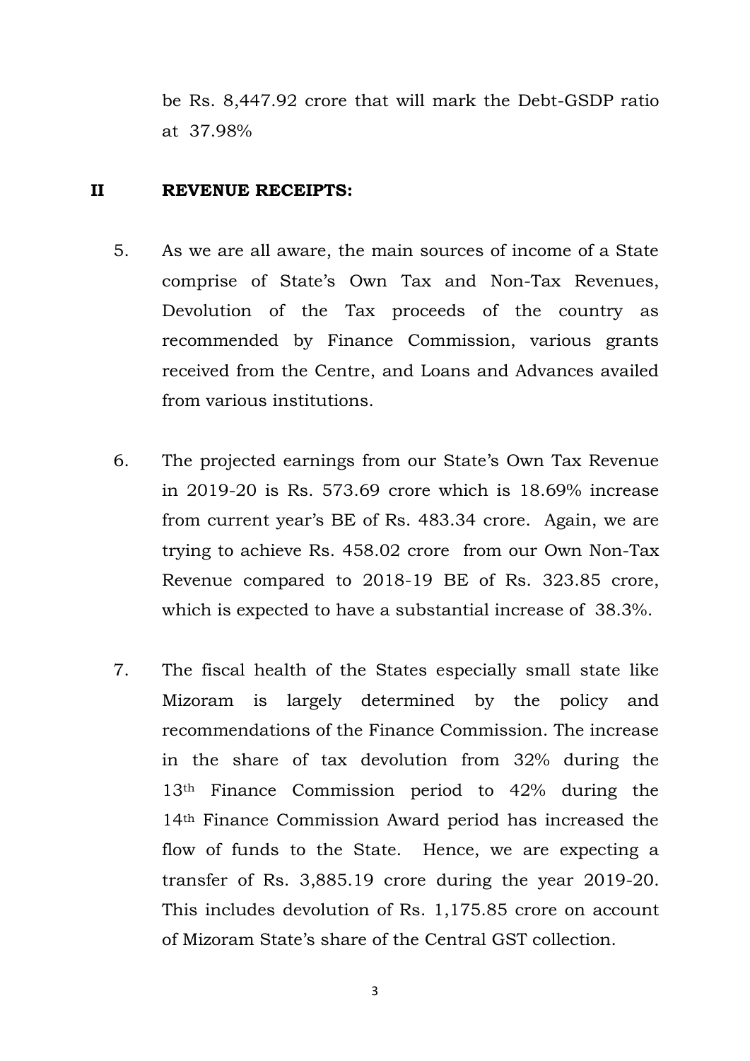be Rs. 8,447.92 crore that will mark the Debt-GSDP ratio at 37.98%

## II REVENUE RECEIPTS:

5. As we are all aware, the main sources of income of a State comprise of State's Own Tax and Non-Tax Revenues, Devolution of the Tax proceeds of the country as recommended by Finance Commission, various grants received from the Centre, and Loans and Advances availed from various institutions.

6. The projected earnings from our State's Own Tax Revenue in 2019-20 is Rs. 573.69 crore which is 18.69% increase from current year's BE of Rs. 483.34 crore. Again, we are trying to achieve Rs. 458.02 crore from our Own Non-Tax Revenue compared to 2018-19 BE of Rs. 323.85 crore, which is expected to have a substantial increase of 38.3%.

7. The fiscal health of the States especially small state like Mizoram is largely determined by the policy and recommendations of the Finance Commission. The increase in the share of tax devolution from 32% during the 13th Finance Commission period to 42% during the 14th Finance Commission Award period has increased the flow of funds to the State. Hence, we are expecting a transfer of Rs. 3,885.19 crore during the year 2019-20. This includes devolution of Rs. 1,175.85 crore on account of Mizoram State's share of the Central GST collection.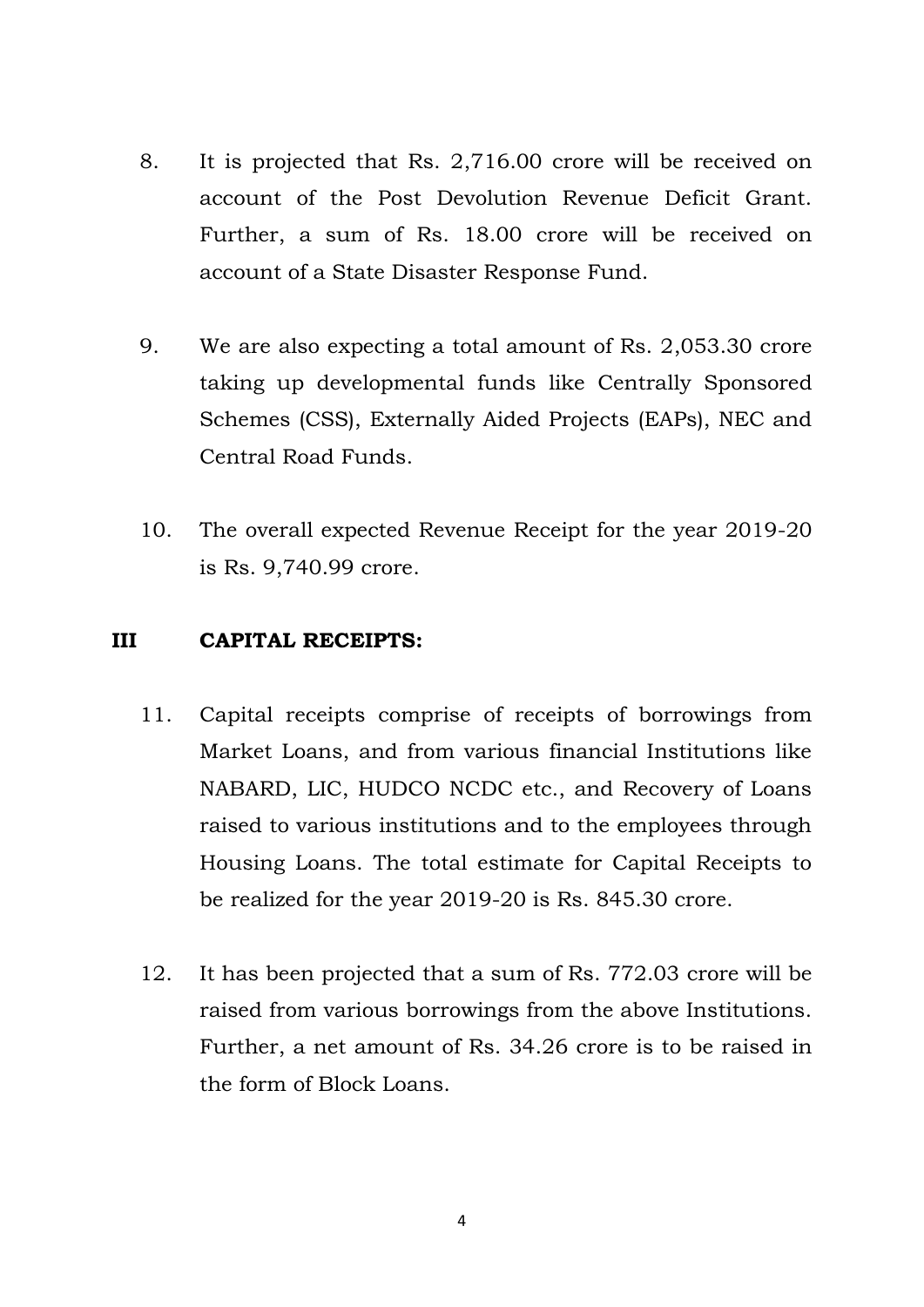8. It is projected that Rs. 2,716.00 crore will be received on account of the Post Devolution Revenue Deficit Grant. Further, a sum of Rs. 18.00 crore will be received on account of a State Disaster Response Fund.

9. We are also expecting a total amount of Rs. 2,053.30 crore taking up developmental funds like Centrally Sponsored Schemes (CSS), Externally Aided Projects (EAPs), NEC and Central Road Funds.

10. The overall expected Revenue Receipt for the year 2019-20 is Rs. 9,740.99 crore.

## III CAPITAL RECEIPTS:

11. Capital receipts comprise of receipts of borrowings from Market Loans, and from various financial Institutions like NABARD, LIC, HUDCO NCDC etc., and Recovery of Loans raised to various institutions and to the employees through Housing Loans. The total estimate for Capital Receipts to be realized for the year 2019-20 is Rs. 845.30 crore.

12. It has been projected that a sum of Rs. 772.03 crore will be raised from various borrowings from the above Institutions. Further, a net amount of Rs. 34.26 crore is to be raised in the form of Block Loans.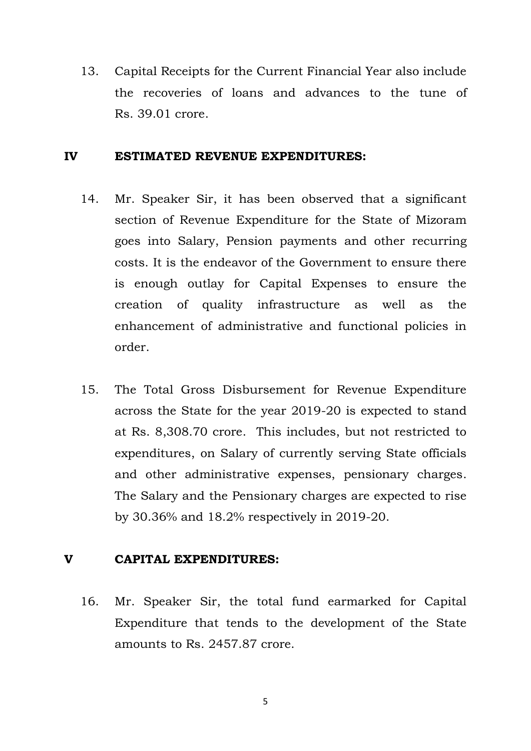13. Capital Receipts for the Current Financial Year also include the recoveries of loans and advances to the tune of Rs. 39.01 crore.

## IV ESTIMATED REVENUE EXPENDITURES:

14. Mr. Speaker Sir, it has been observed that a significant section of Revenue Expenditure for the State of Mizoram goes into Salary, Pension payments and other recurring costs. It is the endeavor of the Government to ensure there is enough outlay for Capital Expenses to ensure the creation of quality infrastructure as well as the enhancement of administrative and functional policies in order.

15. The Total Gross Disbursement for Revenue Expenditure across the State for the year 2019-20 is expected to stand at Rs. 8,308.70 crore. This includes, but not restricted to expenditures, on Salary of currently serving State officials and other administrative expenses, pensionary charges. The Salary and the Pensionary charges are expected to rise by 30.36% and 18.2% respectively in 2019-20.

## V CAPITAL EXPENDITURES:

16. Mr. Speaker Sir, the total fund earmarked for Capital Expenditure that tends to the development of the State amounts to Rs. 2457.87 crore.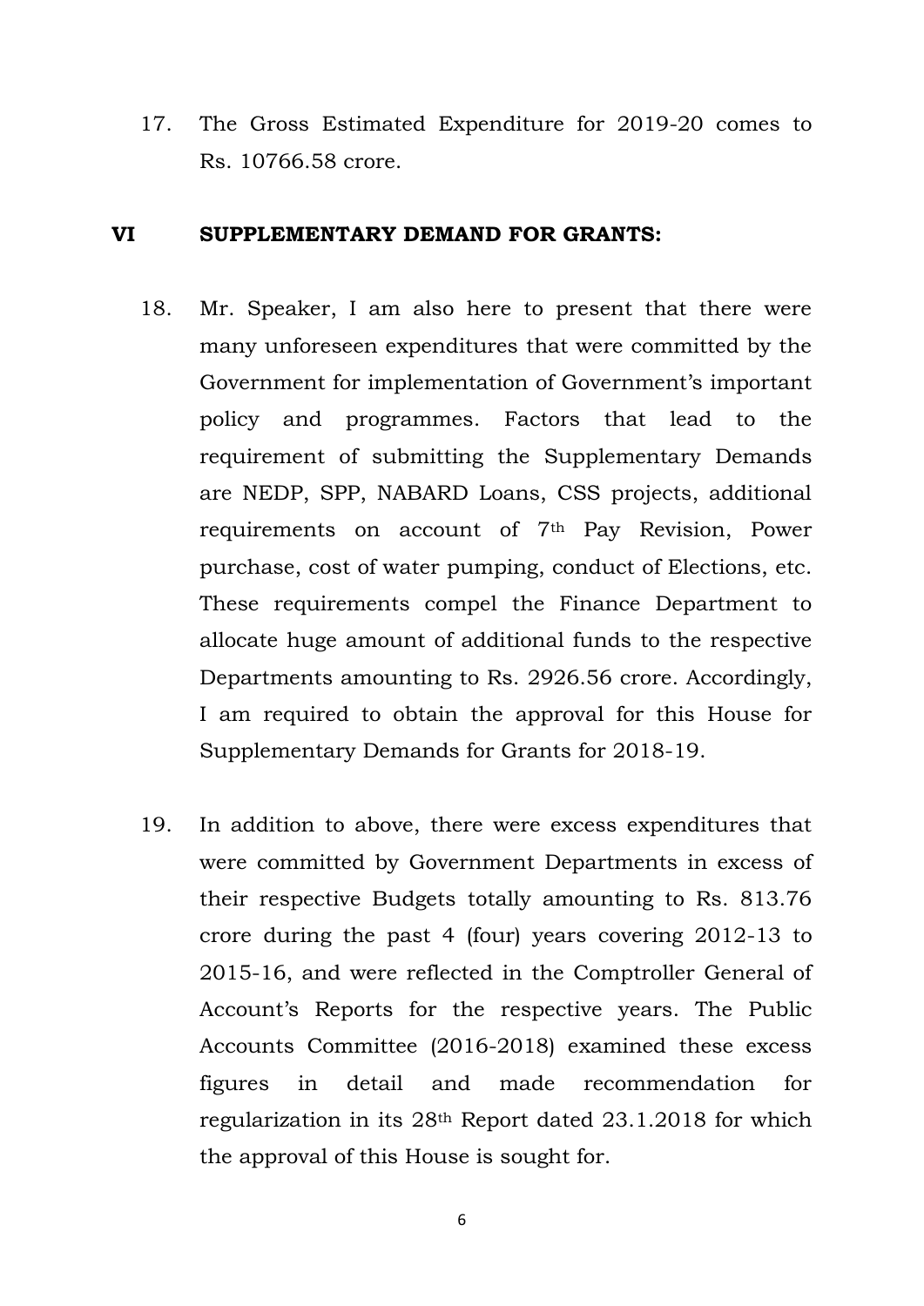17. The Gross Estimated Expenditure for 2019-20 comes to Rs. 10766.58 crore.

## VI SUPPLEMENTARY DEMAND FOR GRANTS:

18. Mr. Speaker, I am also here to present that there were many unforeseen expenditures that were committed by the Government for implementation of Government's important policy and programmes. Factors that lead to the requirement of submitting the Supplementary Demands are NEDP, SPP, NABARD Loans, CSS projects, additional requirements on account of 7th Pay Revision, Power purchase, cost of water pumping, conduct of Elections, etc. These requirements compel the Finance Department to allocate huge amount of additional funds to the respective Departments amounting to Rs. 2926.56 crore. Accordingly, I am required to obtain the approval for this House for Supplementary Demands for Grants for 2018-19.

19. In addition to above, there were excess expenditures that were committed by Government Departments in excess of their respective Budgets totally amounting to Rs. 813.76 crore during the past 4 (four) years covering 2012-13 to 2015-16, and were reflected in the Comptroller General of Account's Reports for the respective years. The Public Accounts Committee (2016-2018) examined these excess figures in detail and made recommendation for regularization in its 28th Report dated 23.1.2018 for which the approval of this House is sought for.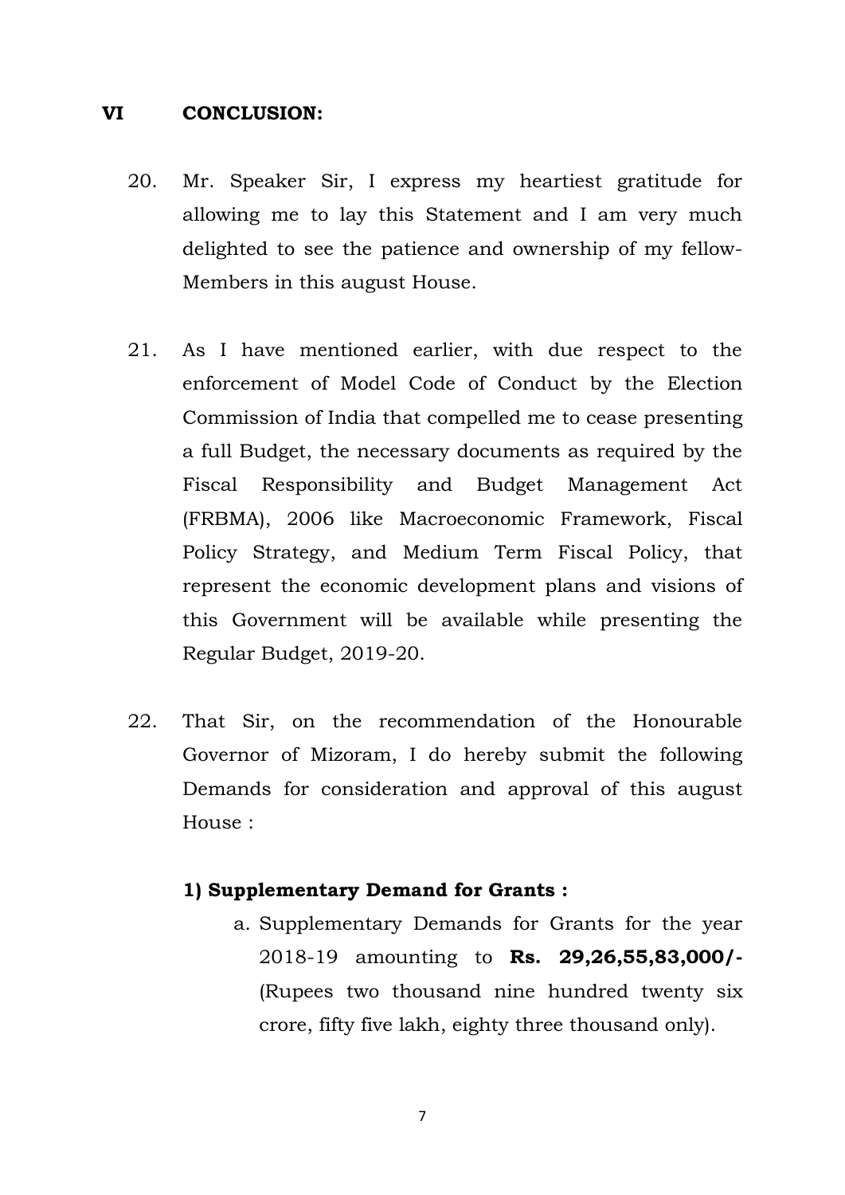## VI CONCLUSION:

20. Mr. Speaker Sir, I express my heartiest gratitude for allowing me to lay this Statement and I am very much delighted to see the patience and ownership of my fellow-Members in this august House.

21. As I have mentioned earlier, with due respect to the enforcement of Model Code of Conduct by the Election Commission of India that compelled me to cease presenting a full Budget, the necessary documents as required by the Fiscal Responsibility and Budget Management Act (FRBMA), 2006 like Macroeconomic Framework, Fiscal Policy Strategy, and Medium Term Fiscal Policy, that represent the economic development plans and visions of this Government will be available while presenting the Regular Budget, 2019-20.

22. That Sir, on the recommendation of the Honourable Governor of Mizoram, I do hereby submit the following Demands for consideration and approval of this august House :

**1) Supplementary Demand for Grants :**

a. Supplementary Demands for Grants for the year 2018-19 amounting to **Rs. 29,26,55,83,000/-** (Rupees two thousand nine hundred twenty six crore, fifty five lakh, eighty three thousand only).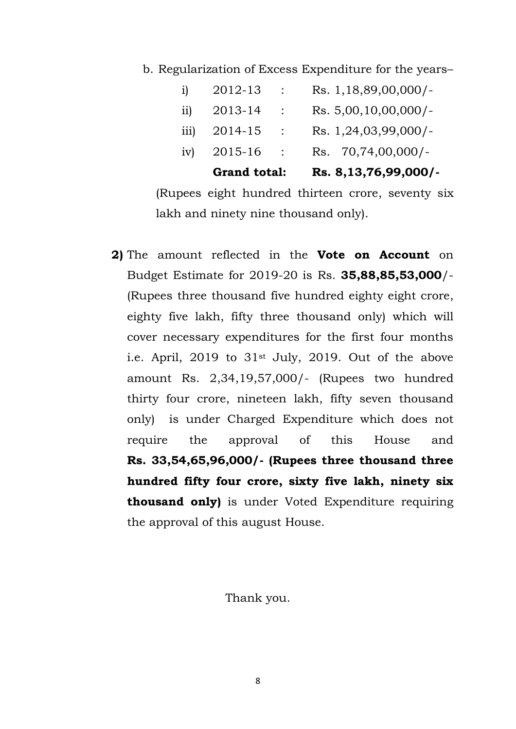b. Regularization of Excess Expenditure for the years–

| | | | |
|---|---|---|---|
| i) | 2012-13 | : | Rs. 1,18,89,00,000/- |
| ii) | 2013-14 | : | Rs. 5,00,10,00,000/- |
| iii) | 2014-15 | : | Rs. 1,24,03,99,000/- |
| iv) | 2015-16 | : | Rs. 70,74,00,000/- |
| | **Grand total:** | | **Rs. 8,13,76,99,000/-** |

(Rupees eight hundred thirteen crore, seventy six lakh and ninety nine thousand only).

**2)** The amount reflected in the **Vote on Account** on Budget Estimate for 2019-20 is Rs. **35,88,85,53,000**/- (Rupees three thousand five hundred eighty eight crore, eighty five lakh, fifty three thousand only) which will cover necessary expenditures for the first four months i.e. April, 2019 to 31st July, 2019. Out of the above amount Rs. 2,34,19,57,000/- (Rupees two hundred thirty four crore, nineteen lakh, fifty seven thousand only) is under Charged Expenditure which does not require the approval of this House and **Rs. 33,54,65,96,000/- (Rupees three thousand three hundred fifty four crore, sixty five lakh, ninety six thousand only)** is under Voted Expenditure requiring the approval of this august House.

Thank you.